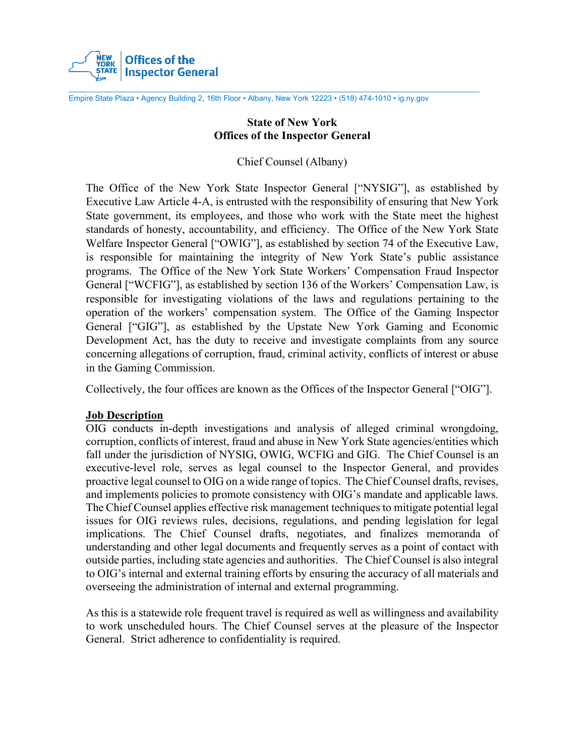Offices of the Inspector General

Empire State Plaza • Agency Building 2, 16th Floor • Albany, New York 12223 • (518) 474-1010 • ig.ny.gov

# State of New York
# Offices of the Inspector General

Chief Counsel (Albany)

The Office of the New York State Inspector General ["NYSIG"], as established by Executive Law Article 4-A, is entrusted with the responsibility of ensuring that New York State government, its employees, and those who work with the State meet the highest standards of honesty, accountability, and efficiency. The Office of the New York State Welfare Inspector General ["OWIG"], as established by section 74 of the Executive Law, is responsible for maintaining the integrity of New York State's public assistance programs. The Office of the New York State Workers' Compensation Fraud Inspector General ["WCFIG"], as established by section 136 of the Workers' Compensation Law, is responsible for investigating violations of the laws and regulations pertaining to the operation of the workers' compensation system. The Office of the Gaming Inspector General ["GIG"], as established by the Upstate New York Gaming and Economic Development Act, has the duty to receive and investigate complaints from any source concerning allegations of corruption, fraud, criminal activity, conflicts of interest or abuse in the Gaming Commission.

Collectively, the four offices are known as the Offices of the Inspector General ["OIG"].

## Job Description

OIG conducts in-depth investigations and analysis of alleged criminal wrongdoing, corruption, conflicts of interest, fraud and abuse in New York State agencies/entities which fall under the jurisdiction of NYSIG, OWIG, WCFIG and GIG. The Chief Counsel is an executive-level role, serves as legal counsel to the Inspector General, and provides proactive legal counsel to OIG on a wide range of topics. The Chief Counsel drafts, revises, and implements policies to promote consistency with OIG's mandate and applicable laws. The Chief Counsel applies effective risk management techniques to mitigate potential legal issues for OIG reviews rules, decisions, regulations, and pending legislation for legal implications. The Chief Counsel drafts, negotiates, and finalizes memoranda of understanding and other legal documents and frequently serves as a point of contact with outside parties, including state agencies and authorities. The Chief Counsel is also integral to OIG's internal and external training efforts by ensuring the accuracy of all materials and overseeing the administration of internal and external programming.

As this is a statewide role frequent travel is required as well as willingness and availability to work unscheduled hours. The Chief Counsel serves at the pleasure of the Inspector General. Strict adherence to confidentiality is required.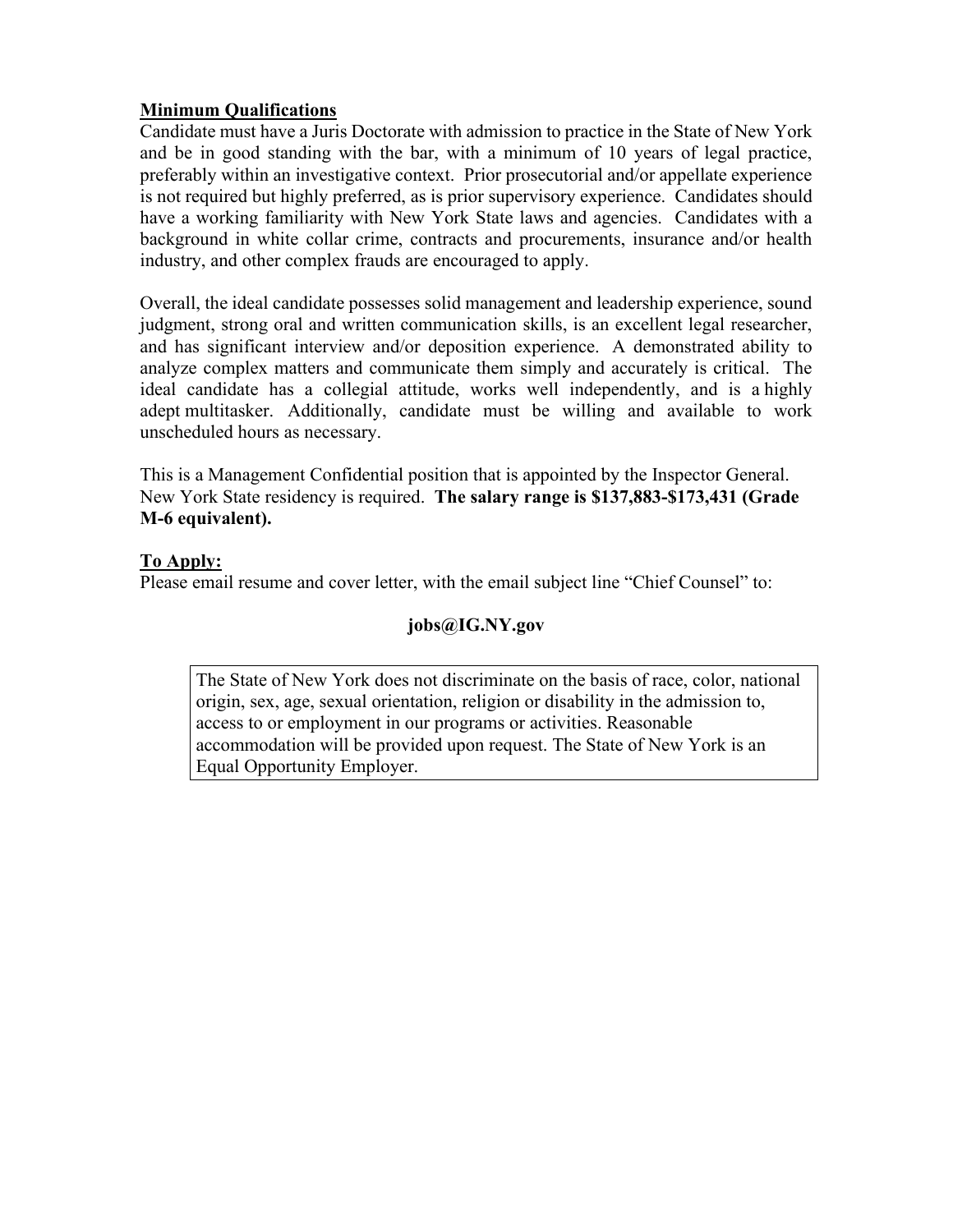**Minimum Qualifications**

Candidate must have a Juris Doctorate with admission to practice in the State of New York and be in good standing with the bar, with a minimum of 10 years of legal practice, preferably within an investigative context. Prior prosecutorial and/or appellate experience is not required but highly preferred, as is prior supervisory experience. Candidates should have a working familiarity with New York State laws and agencies. Candidates with a background in white collar crime, contracts and procurements, insurance and/or health industry, and other complex frauds are encouraged to apply.

Overall, the ideal candidate possesses solid management and leadership experience, sound judgment, strong oral and written communication skills, is an excellent legal researcher, and has significant interview and/or deposition experience. A demonstrated ability to analyze complex matters and communicate them simply and accurately is critical. The ideal candidate has a collegial attitude, works well independently, and is a highly adept multitasker. Additionally, candidate must be willing and available to work unscheduled hours as necessary.

This is a Management Confidential position that is appointed by the Inspector General. New York State residency is required. **The salary range is $137,883-$173,431 (Grade M-6 equivalent).**

**To Apply:**

Please email resume and cover letter, with the email subject line "Chief Counsel" to:

**jobs@IG.NY.gov**

The State of New York does not discriminate on the basis of race, color, national origin, sex, age, sexual orientation, religion or disability in the admission to, access to or employment in our programs or activities. Reasonable accommodation will be provided upon request. The State of New York is an Equal Opportunity Employer.